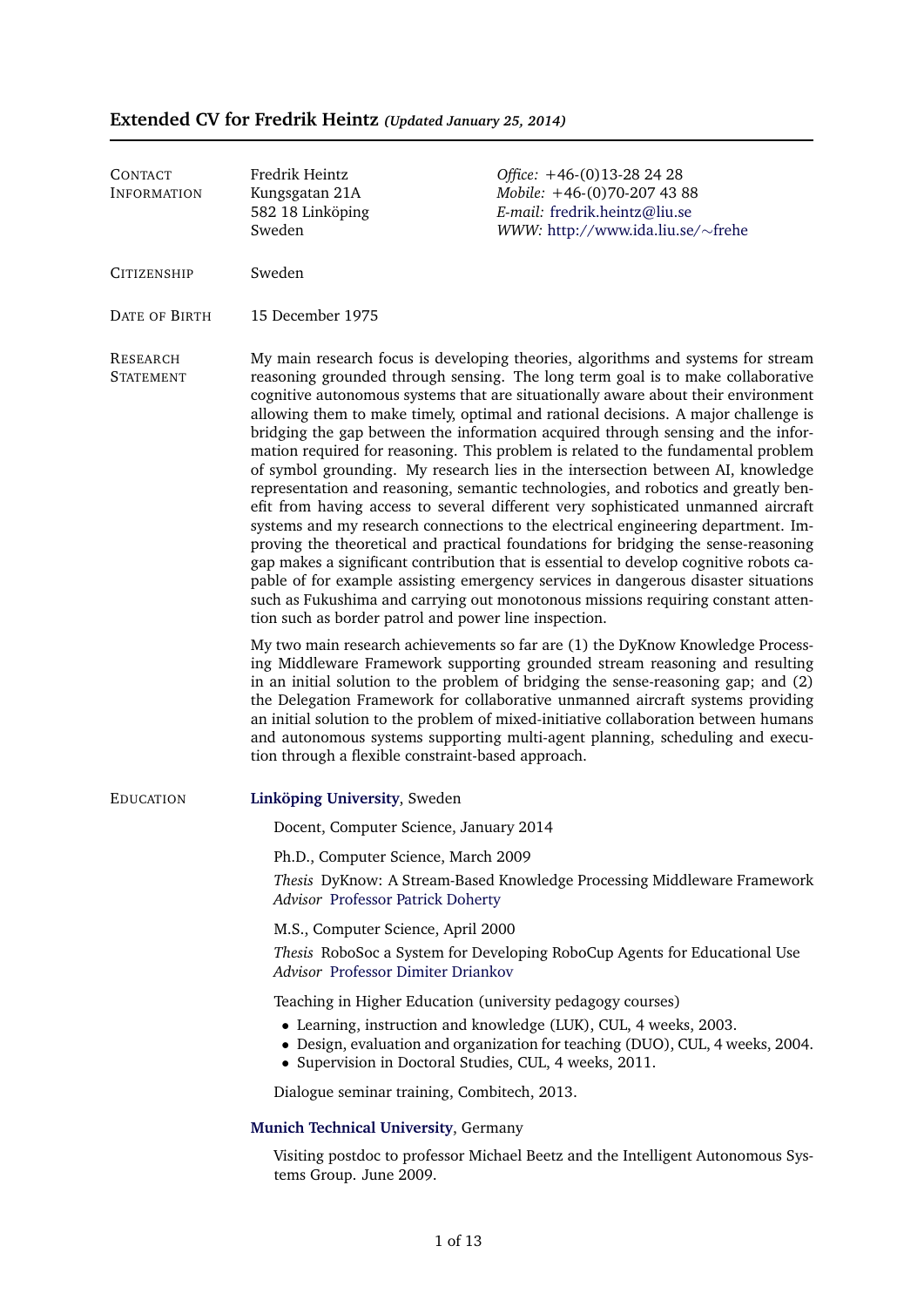# Extended CV for Fredrik Heintz *(Updated January 25, 2014)*

## Contact Information

Fredrik Heintz
Kungsgatan 21A
582 18 Linköping
Sweden

*Office:* +46-(0)13-28 24 28
*Mobile:* +46-(0)70-207 43 88
*E-mail:* fredrik.heintz@liu.se
*WWW:* http://www.ida.liu.se/∼frehe

## Citizenship

Sweden

## Date of Birth

15 December 1975

## Research Statement

My main research focus is developing theories, algorithms and systems for stream reasoning grounded through sensing. The long term goal is to make collaborative cognitive autonomous systems that are situationally aware about their environment allowing them to make timely, optimal and rational decisions. A major challenge is bridging the gap between the information acquired through sensing and the information required for reasoning. This problem is related to the fundamental problem of symbol grounding. My research lies in the intersection between AI, knowledge representation and reasoning, semantic technologies, and robotics and greatly benefit from having access to several different very sophisticated unmanned aircraft systems and my research connections to the electrical engineering department. Improving the theoretical and practical foundations for bridging the sense-reasoning gap makes a significant contribution that is essential to develop cognitive robots capable of for example assisting emergency services in dangerous disaster situations such as Fukushima and carrying out monotonous missions requiring constant attention such as border patrol and power line inspection.

My two main research achievements so far are (1) the DyKnow Knowledge Processing Middleware Framework supporting grounded stream reasoning and resulting in an initial solution to the problem of bridging the sense-reasoning gap; and (2) the Delegation Framework for collaborative unmanned aircraft systems providing an initial solution to the problem of mixed-initiative collaboration between humans and autonomous systems supporting multi-agent planning, scheduling and execution through a flexible constraint-based approach.

## Education

**Linköping University**, Sweden

Docent, Computer Science, January 2014

Ph.D., Computer Science, March 2009

*Thesis* DyKnow: A Stream-Based Knowledge Processing Middleware Framework
*Advisor* Professor Patrick Doherty

M.S., Computer Science, April 2000

*Thesis* RoboSoc a System for Developing RoboCup Agents for Educational Use
*Advisor* Professor Dimiter Driankov

Teaching in Higher Education (university pedagogy courses)

- Learning, instruction and knowledge (LUK), CUL, 4 weeks, 2003.
- Design, evaluation and organization for teaching (DUO), CUL, 4 weeks, 2004.
- Supervision in Doctoral Studies, CUL, 4 weeks, 2011.

Dialogue seminar training, Combitech, 2013.

**Munich Technical University**, Germany

Visiting postdoc to professor Michael Beetz and the Intelligent Autonomous Systems Group. June 2009.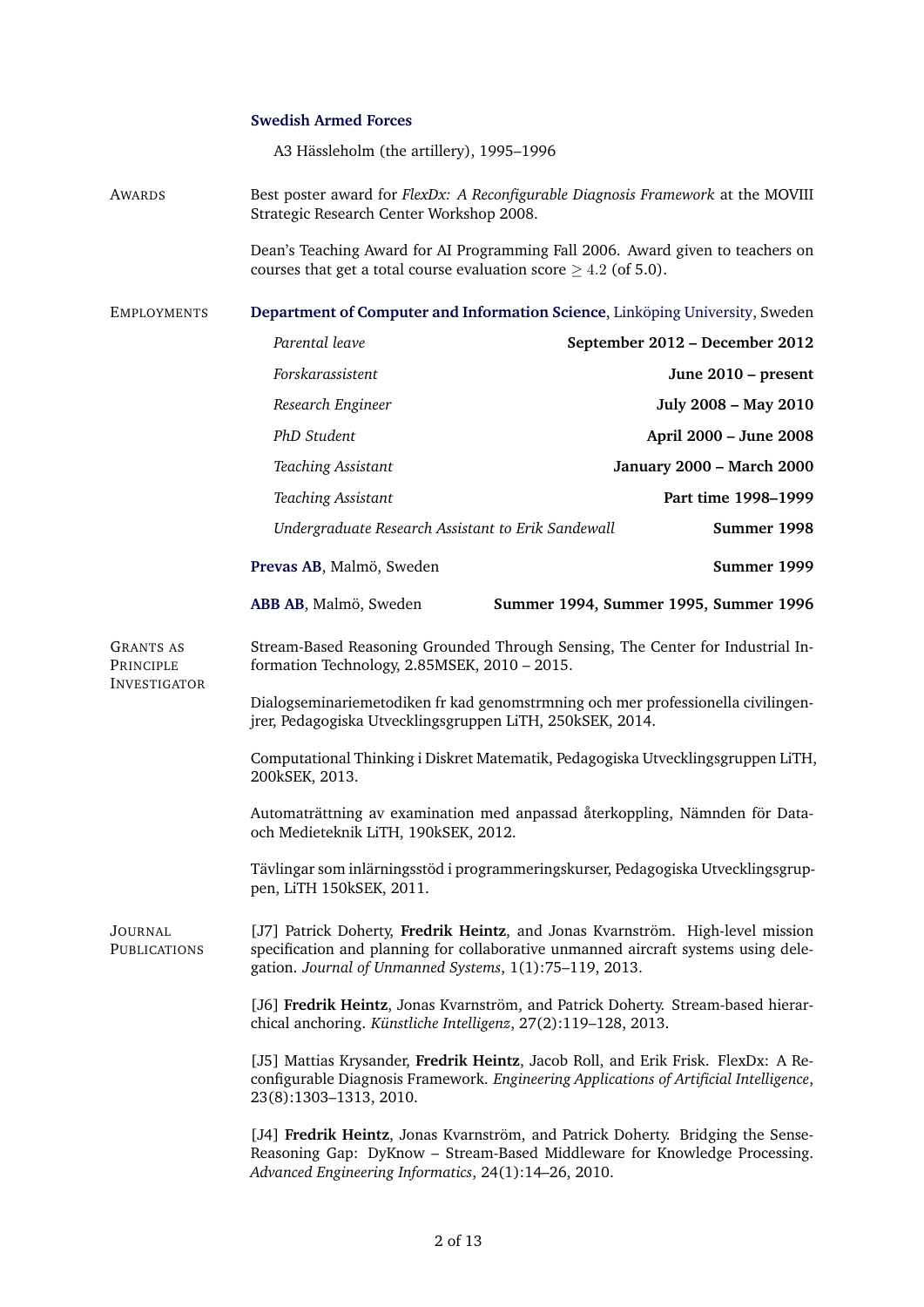**Swedish Armed Forces**

A3 Hässleholm (the artillery), 1995–1996

## Awards

Best poster award for *FlexDx: A Reconfigurable Diagnosis Framework* at the MOVIII Strategic Research Center Workshop 2008.

Dean's Teaching Award for AI Programming Fall 2006. Award given to teachers on courses that get a total course evaluation score $\geq 4.2$ (of 5.0).

## Employments

**Department of Computer and Information Science**, Linköping University, Sweden

- *Parental leave* — **September 2012 – December 2012**
- *Forskarassistent* — **June 2010 – present**
- *Research Engineer* — **July 2008 – May 2010**
- *PhD Student* — **April 2000 – June 2008**
- *Teaching Assistant* — **January 2000 – March 2000**
- *Teaching Assistant* — **Part time 1998–1999**
- *Undergraduate Research Assistant to Erik Sandewall* — **Summer 1998**

**Prevas AB**, Malmö, Sweden — **Summer 1999**

**ABB AB**, Malmö, Sweden — **Summer 1994, Summer 1995, Summer 1996**

## Grants as Principle Investigator

Stream-Based Reasoning Grounded Through Sensing, The Center for Industrial Information Technology, 2.85MSEK, 2010 – 2015.

Dialogseminariemetodiken fr kad genomstrmning och mer professionella civilingenjrer, Pedagogiska Utvecklingsgruppen LiTH, 250kSEK, 2014.

Computational Thinking i Diskret Matematik, Pedagogiska Utvecklingsgruppen LiTH, 200kSEK, 2013.

Automaträttning av examination med anpassad återkoppling, Nämnden för Data- och Medieteknik LiTH, 190kSEK, 2012.

Tävlingar som inlärningsstöd i programmeringskurser, Pedagogiska Utvecklingsgruppen, LiTH 150kSEK, 2011.

## Journal Publications

[J7] Patrick Doherty, **Fredrik Heintz**, and Jonas Kvarnström. High-level mission specification and planning for collaborative unmanned aircraft systems using delegation. *Journal of Unmanned Systems*, 1(1):75–119, 2013.

[J6] **Fredrik Heintz**, Jonas Kvarnström, and Patrick Doherty. Stream-based hierarchical anchoring. *Künstliche Intelligenz*, 27(2):119–128, 2013.

[J5] Mattias Krysander, **Fredrik Heintz**, Jacob Roll, and Erik Frisk. FlexDx: A Reconfigurable Diagnosis Framework. *Engineering Applications of Artificial Intelligence*, 23(8):1303–1313, 2010.

[J4] **Fredrik Heintz**, Jonas Kvarnström, and Patrick Doherty. Bridging the Sense-Reasoning Gap: DyKnow – Stream-Based Middleware for Knowledge Processing. *Advanced Engineering Informatics*, 24(1):14–26, 2010.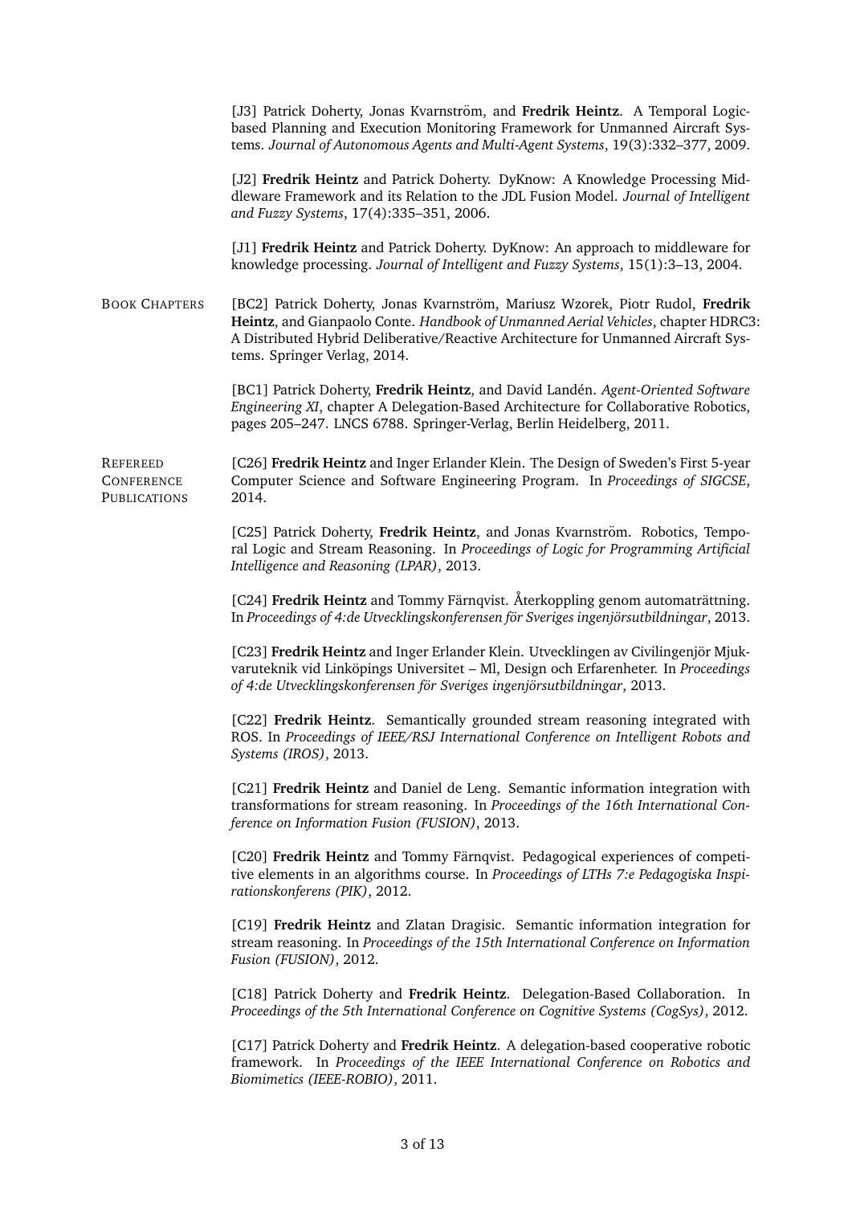[J3] Patrick Doherty, Jonas Kvarnström, and **Fredrik Heintz**. A Temporal Logic-based Planning and Execution Monitoring Framework for Unmanned Aircraft Systems. *Journal of Autonomous Agents and Multi-Agent Systems*, 19(3):332–377, 2009.

[J2] **Fredrik Heintz** and Patrick Doherty. DyKnow: A Knowledge Processing Middleware Framework and its Relation to the JDL Fusion Model. *Journal of Intelligent and Fuzzy Systems*, 17(4):335–351, 2006.

[J1] **Fredrik Heintz** and Patrick Doherty. DyKnow: An approach to middleware for knowledge processing. *Journal of Intelligent and Fuzzy Systems*, 15(1):3–13, 2004.

## Book Chapters

[BC2] Patrick Doherty, Jonas Kvarnström, Mariusz Wzorek, Piotr Rudol, **Fredrik Heintz**, and Gianpaolo Conte. *Handbook of Unmanned Aerial Vehicles*, chapter HDRC3: A Distributed Hybrid Deliberative/Reactive Architecture for Unmanned Aircraft Systems. Springer Verlag, 2014.

[BC1] Patrick Doherty, **Fredrik Heintz**, and David Landén. *Agent-Oriented Software Engineering XI*, chapter A Delegation-Based Architecture for Collaborative Robotics, pages 205–247. LNCS 6788. Springer-Verlag, Berlin Heidelberg, 2011.

## Refereed Conference Publications

[C26] **Fredrik Heintz** and Inger Erlander Klein. The Design of Sweden's First 5-year Computer Science and Software Engineering Program. In *Proceedings of SIGCSE*, 2014.

[C25] Patrick Doherty, **Fredrik Heintz**, and Jonas Kvarnström. Robotics, Temporal Logic and Stream Reasoning. In *Proceedings of Logic for Programming Artificial Intelligence and Reasoning (LPAR)*, 2013.

[C24] **Fredrik Heintz** and Tommy Färnqvist. Återkoppling genom automaträttning. In *Proceedings of 4:de Utvecklingskonferensen för Sveriges ingenjörsutbildningar*, 2013.

[C23] **Fredrik Heintz** and Inger Erlander Klein. Utvecklingen av Civilingenjör Mjukvaruteknik vid Linköpings Universitet – Ml, Design och Erfarenheter. In *Proceedings of 4:de Utvecklingskonferensen för Sveriges ingenjörsutbildningar*, 2013.

[C22] **Fredrik Heintz**. Semantically grounded stream reasoning integrated with ROS. In *Proceedings of IEEE/RSJ International Conference on Intelligent Robots and Systems (IROS)*, 2013.

[C21] **Fredrik Heintz** and Daniel de Leng. Semantic information integration with transformations for stream reasoning. In *Proceedings of the 16th International Conference on Information Fusion (FUSION)*, 2013.

[C20] **Fredrik Heintz** and Tommy Färnqvist. Pedagogical experiences of competitive elements in an algorithms course. In *Proceedings of LTHs 7:e Pedagogiska Inspirationskonferens (PIK)*, 2012.

[C19] **Fredrik Heintz** and Zlatan Dragisic. Semantic information integration for stream reasoning. In *Proceedings of the 15th International Conference on Information Fusion (FUSION)*, 2012.

[C18] Patrick Doherty and **Fredrik Heintz**. Delegation-Based Collaboration. In *Proceedings of the 5th International Conference on Cognitive Systems (CogSys)*, 2012.

[C17] Patrick Doherty and **Fredrik Heintz**. A delegation-based cooperative robotic framework. In *Proceedings of the IEEE International Conference on Robotics and Biomimetics (IEEE-ROBIO)*, 2011.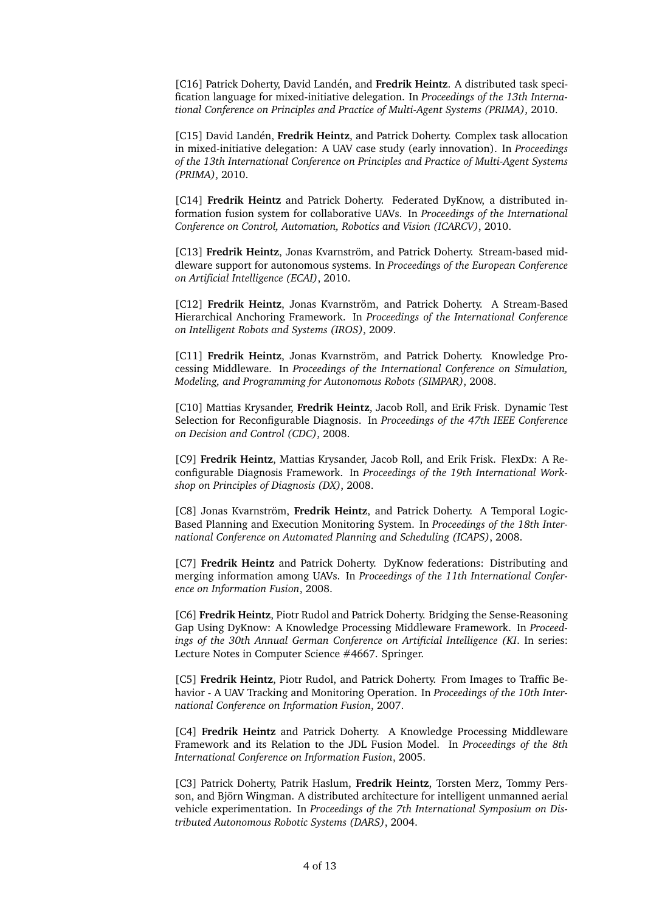[C16] Patrick Doherty, David Landén, and **Fredrik Heintz**. A distributed task specification language for mixed-initiative delegation. In *Proceedings of the 13th International Conference on Principles and Practice of Multi-Agent Systems (PRIMA)*, 2010.

[C15] David Landén, **Fredrik Heintz**, and Patrick Doherty. Complex task allocation in mixed-initiative delegation: A UAV case study (early innovation). In *Proceedings of the 13th International Conference on Principles and Practice of Multi-Agent Systems (PRIMA)*, 2010.

[C14] **Fredrik Heintz** and Patrick Doherty. Federated DyKnow, a distributed information fusion system for collaborative UAVs. In *Proceedings of the International Conference on Control, Automation, Robotics and Vision (ICARCV)*, 2010.

[C13] **Fredrik Heintz**, Jonas Kvarnström, and Patrick Doherty. Stream-based middleware support for autonomous systems. In *Proceedings of the European Conference on Artificial Intelligence (ECAI)*, 2010.

[C12] **Fredrik Heintz**, Jonas Kvarnström, and Patrick Doherty. A Stream-Based Hierarchical Anchoring Framework. In *Proceedings of the International Conference on Intelligent Robots and Systems (IROS)*, 2009.

[C11] **Fredrik Heintz**, Jonas Kvarnström, and Patrick Doherty. Knowledge Processing Middleware. In *Proceedings of the International Conference on Simulation, Modeling, and Programming for Autonomous Robots (SIMPAR)*, 2008.

[C10] Mattias Krysander, **Fredrik Heintz**, Jacob Roll, and Erik Frisk. Dynamic Test Selection for Reconfigurable Diagnosis. In *Proceedings of the 47th IEEE Conference on Decision and Control (CDC)*, 2008.

[C9] **Fredrik Heintz**, Mattias Krysander, Jacob Roll, and Erik Frisk. FlexDx: A Reconfigurable Diagnosis Framework. In *Proceedings of the 19th International Workshop on Principles of Diagnosis (DX)*, 2008.

[C8] Jonas Kvarnström, **Fredrik Heintz**, and Patrick Doherty. A Temporal Logic-Based Planning and Execution Monitoring System. In *Proceedings of the 18th International Conference on Automated Planning and Scheduling (ICAPS)*, 2008.

[C7] **Fredrik Heintz** and Patrick Doherty. DyKnow federations: Distributing and merging information among UAVs. In *Proceedings of the 11th International Conference on Information Fusion*, 2008.

[C6] **Fredrik Heintz**, Piotr Rudol and Patrick Doherty. Bridging the Sense-Reasoning Gap Using DyKnow: A Knowledge Processing Middleware Framework. In *Proceedings of the 30th Annual German Conference on Artificial Intelligence (KI*. In series: Lecture Notes in Computer Science #4667. Springer.

[C5] **Fredrik Heintz**, Piotr Rudol, and Patrick Doherty. From Images to Traffic Behavior - A UAV Tracking and Monitoring Operation. In *Proceedings of the 10th International Conference on Information Fusion*, 2007.

[C4] **Fredrik Heintz** and Patrick Doherty. A Knowledge Processing Middleware Framework and its Relation to the JDL Fusion Model. In *Proceedings of the 8th International Conference on Information Fusion*, 2005.

[C3] Patrick Doherty, Patrik Haslum, **Fredrik Heintz**, Torsten Merz, Tommy Persson, and Björn Wingman. A distributed architecture for intelligent unmanned aerial vehicle experimentation. In *Proceedings of the 7th International Symposium on Distributed Autonomous Robotic Systems (DARS)*, 2004.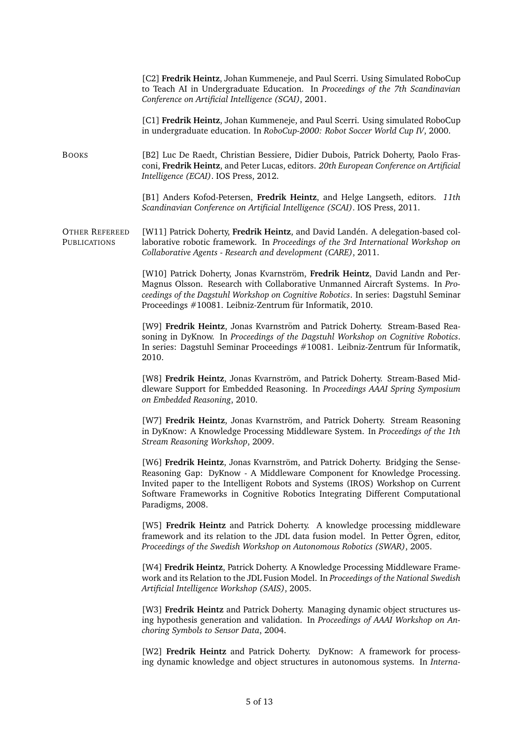[C2] **Fredrik Heintz**, Johan Kummeneje, and Paul Scerri. Using Simulated RoboCup to Teach AI in Undergraduate Education. In *Proceedings of the 7th Scandinavian Conference on Artificial Intelligence (SCAI)*, 2001.

[C1] **Fredrik Heintz**, Johan Kummeneje, and Paul Scerri. Using simulated RoboCup in undergraduate education. In *RoboCup-2000: Robot Soccer World Cup IV*, 2000.

## Books

[B2] Luc De Raedt, Christian Bessiere, Didier Dubois, Patrick Doherty, Paolo Frasconi, **Fredrik Heintz**, and Peter Lucas, editors. *20th European Conference on Artificial Intelligence (ECAI)*. IOS Press, 2012.

[B1] Anders Kofod-Petersen, **Fredrik Heintz**, and Helge Langseth, editors. *11th Scandinavian Conference on Artificial Intelligence (SCAI)*. IOS Press, 2011.

## Other Refereed Publications

[W11] Patrick Doherty, **Fredrik Heintz**, and David Landén. A delegation-based collaborative robotic framework. In *Proceedings of the 3rd International Workshop on Collaborative Agents - Research and development (CARE)*, 2011.

[W10] Patrick Doherty, Jonas Kvarnström, **Fredrik Heintz**, David Landn and Per-Magnus Olsson. Research with Collaborative Unmanned Aircraft Systems. In *Proceedings of the Dagstuhl Workshop on Cognitive Robotics*. In series: Dagstuhl Seminar Proceedings #10081. Leibniz-Zentrum für Informatik, 2010.

[W9] **Fredrik Heintz**, Jonas Kvarnström and Patrick Doherty. Stream-Based Reasoning in DyKnow. In *Proceedings of the Dagstuhl Workshop on Cognitive Robotics*. In series: Dagstuhl Seminar Proceedings #10081. Leibniz-Zentrum für Informatik, 2010.

[W8] **Fredrik Heintz**, Jonas Kvarnström, and Patrick Doherty. Stream-Based Middleware Support for Embedded Reasoning. In *Proceedings AAAI Spring Symposium on Embedded Reasoning*, 2010.

[W7] **Fredrik Heintz**, Jonas Kvarnström, and Patrick Doherty. Stream Reasoning in DyKnow: A Knowledge Processing Middleware System. In *Proceedings of the 1th Stream Reasoning Workshop*, 2009.

[W6] **Fredrik Heintz**, Jonas Kvarnström, and Patrick Doherty. Bridging the Sense-Reasoning Gap: DyKnow - A Middleware Component for Knowledge Processing. Invited paper to the Intelligent Robots and Systems (IROS) Workshop on Current Software Frameworks in Cognitive Robotics Integrating Different Computational Paradigms, 2008.

[W5] **Fredrik Heintz** and Patrick Doherty. A knowledge processing middleware framework and its relation to the JDL data fusion model. In Petter Ögren, editor, *Proceedings of the Swedish Workshop on Autonomous Robotics (SWAR)*, 2005.

[W4] **Fredrik Heintz**, Patrick Doherty. A Knowledge Processing Middleware Framework and its Relation to the JDL Fusion Model. In *Proceedings of the National Swedish Artificial Intelligence Workshop (SAIS)*, 2005.

[W3] **Fredrik Heintz** and Patrick Doherty. Managing dynamic object structures using hypothesis generation and validation. In *Proceedings of AAAI Workshop on Anchoring Symbols to Sensor Data*, 2004.

[W2] **Fredrik Heintz** and Patrick Doherty. DyKnow: A framework for processing dynamic knowledge and object structures in autonomous systems. In *Interna-*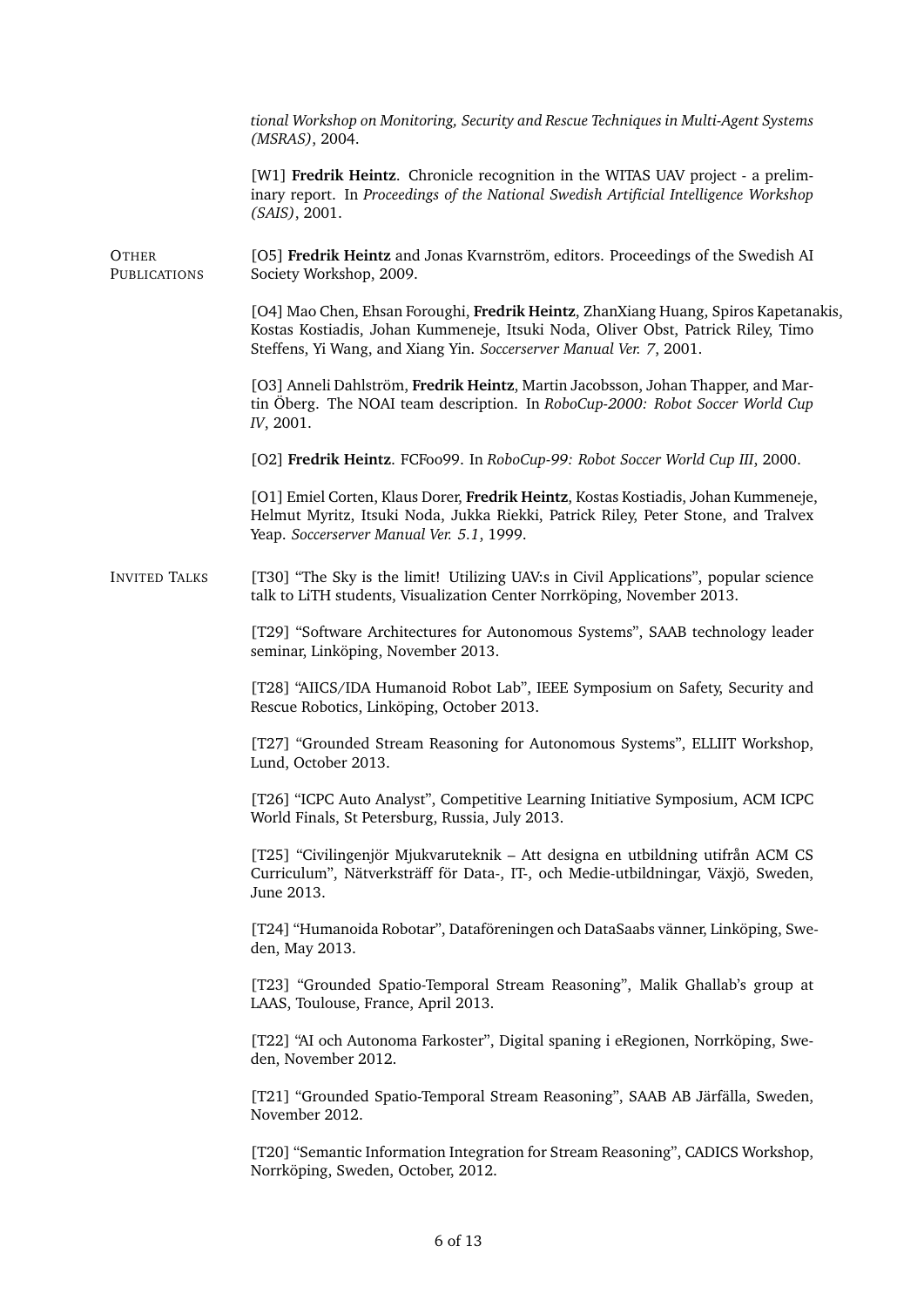*tional Workshop on Monitoring, Security and Rescue Techniques in Multi-Agent Systems (MSRAS)*, 2004.

[W1] **Fredrik Heintz**. Chronicle recognition in the WITAS UAV project - a preliminary report. In *Proceedings of the National Swedish Artificial Intelligence Workshop (SAIS)*, 2001.

## Other Publications

[O5] **Fredrik Heintz** and Jonas Kvarnström, editors. Proceedings of the Swedish AI Society Workshop, 2009.

[O4] Mao Chen, Ehsan Foroughi, **Fredrik Heintz**, ZhanXiang Huang, Spiros Kapetanakis, Kostas Kostiadis, Johan Kummeneje, Itsuki Noda, Oliver Obst, Patrick Riley, Timo Steffens, Yi Wang, and Xiang Yin. *Soccerserver Manual Ver. 7*, 2001.

[O3] Anneli Dahlström, **Fredrik Heintz**, Martin Jacobsson, Johan Thapper, and Martin Öberg. The NOAI team description. In *RoboCup-2000: Robot Soccer World Cup IV*, 2001.

[O2] **Fredrik Heintz**. FCFoo99. In *RoboCup-99: Robot Soccer World Cup III*, 2000.

[O1] Emiel Corten, Klaus Dorer, **Fredrik Heintz**, Kostas Kostiadis, Johan Kummeneje, Helmut Myritz, Itsuki Noda, Jukka Riekki, Patrick Riley, Peter Stone, and Tralvex Yeap. *Soccerserver Manual Ver. 5.1*, 1999.

## Invited Talks

[T30] "The Sky is the limit! Utilizing UAV:s in Civil Applications", popular science talk to LiTH students, Visualization Center Norrköping, November 2013.

[T29] "Software Architectures for Autonomous Systems", SAAB technology leader seminar, Linköping, November 2013.

[T28] "AIICS/IDA Humanoid Robot Lab", IEEE Symposium on Safety, Security and Rescue Robotics, Linköping, October 2013.

[T27] "Grounded Stream Reasoning for Autonomous Systems", ELLIIT Workshop, Lund, October 2013.

[T26] "ICPC Auto Analyst", Competitive Learning Initiative Symposium, ACM ICPC World Finals, St Petersburg, Russia, July 2013.

[T25] "Civilingenjör Mjukvaruteknik – Att designa en utbildning utifrån ACM CS Curriculum", Nätverksträff för Data-, IT-, och Medie-utbildningar, Växjö, Sweden, June 2013.

[T24] "Humanoida Robotar", Dataföreningen och DataSaabs vänner, Linköping, Sweden, May 2013.

[T23] "Grounded Spatio-Temporal Stream Reasoning", Malik Ghallab's group at LAAS, Toulouse, France, April 2013.

[T22] "AI och Autonoma Farkoster", Digital spaning i eRegionen, Norrköping, Sweden, November 2012.

[T21] "Grounded Spatio-Temporal Stream Reasoning", SAAB AB Järfälla, Sweden, November 2012.

[T20] "Semantic Information Integration for Stream Reasoning", CADICS Workshop, Norrköping, Sweden, October, 2012.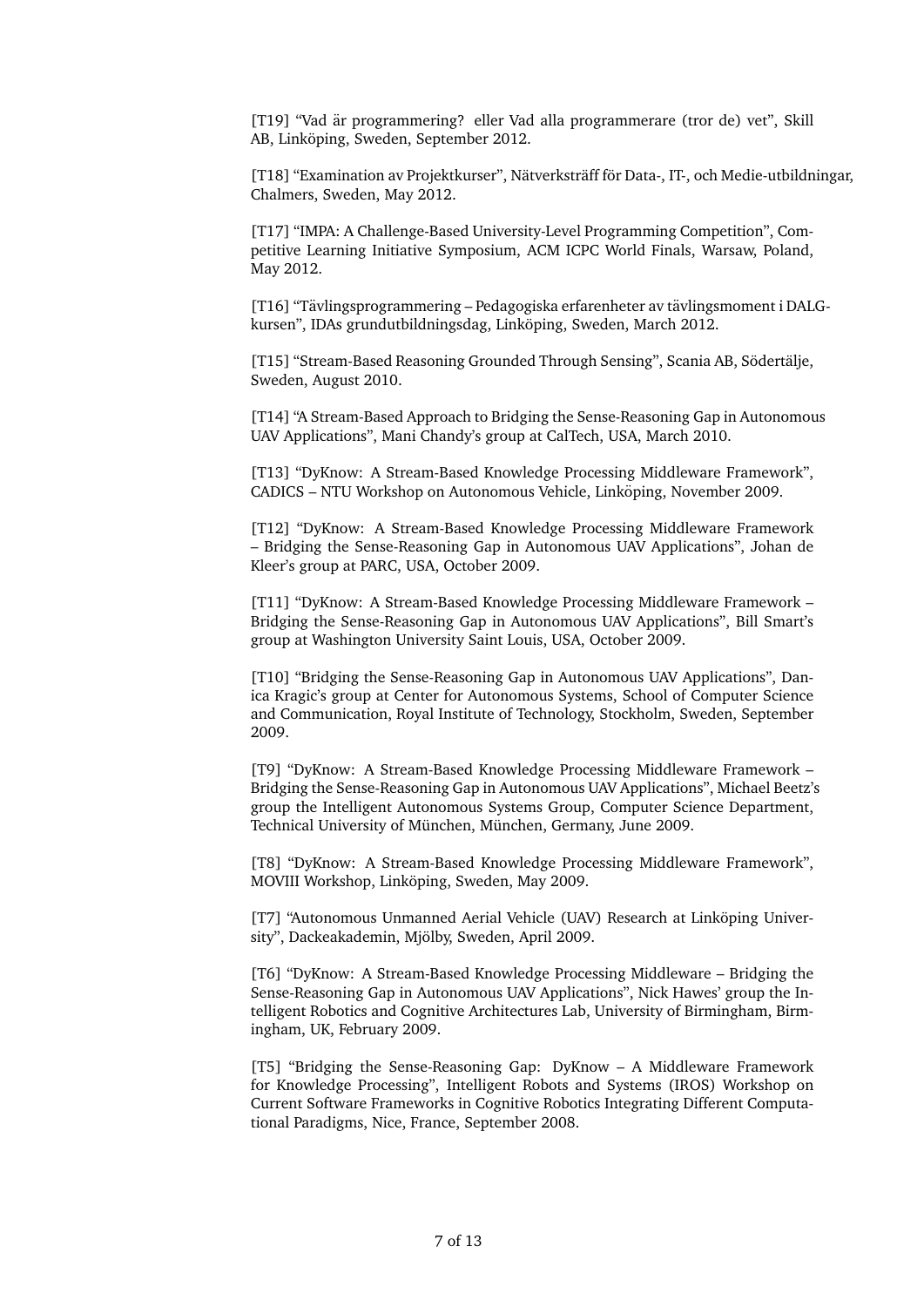[T19] "Vad är programmering? eller Vad alla programmerare (tror de) vet", Skill AB, Linköping, Sweden, September 2012.

[T18] "Examination av Projektkurser", Nätverksträff för Data-, IT-, och Medie-utbildningar, Chalmers, Sweden, May 2012.

[T17] "IMPA: A Challenge-Based University-Level Programming Competition", Competitive Learning Initiative Symposium, ACM ICPC World Finals, Warsaw, Poland, May 2012.

[T16] "Tävlingsprogrammering – Pedagogiska erfarenheter av tävlingsmoment i DALG-kursen", IDAs grundutbildningsdag, Linköping, Sweden, March 2012.

[T15] "Stream-Based Reasoning Grounded Through Sensing", Scania AB, Södertälje, Sweden, August 2010.

[T14] "A Stream-Based Approach to Bridging the Sense-Reasoning Gap in Autonomous UAV Applications", Mani Chandy's group at CalTech, USA, March 2010.

[T13] "DyKnow: A Stream-Based Knowledge Processing Middleware Framework", CADICS – NTU Workshop on Autonomous Vehicle, Linköping, November 2009.

[T12] "DyKnow: A Stream-Based Knowledge Processing Middleware Framework – Bridging the Sense-Reasoning Gap in Autonomous UAV Applications", Johan de Kleer's group at PARC, USA, October 2009.

[T11] "DyKnow: A Stream-Based Knowledge Processing Middleware Framework – Bridging the Sense-Reasoning Gap in Autonomous UAV Applications", Bill Smart's group at Washington University Saint Louis, USA, October 2009.

[T10] "Bridging the Sense-Reasoning Gap in Autonomous UAV Applications", Danica Kragic's group at Center for Autonomous Systems, School of Computer Science and Communication, Royal Institute of Technology, Stockholm, Sweden, September 2009.

[T9] "DyKnow: A Stream-Based Knowledge Processing Middleware Framework – Bridging the Sense-Reasoning Gap in Autonomous UAV Applications", Michael Beetz's group the Intelligent Autonomous Systems Group, Computer Science Department, Technical University of München, München, Germany, June 2009.

[T8] "DyKnow: A Stream-Based Knowledge Processing Middleware Framework", MOVIII Workshop, Linköping, Sweden, May 2009.

[T7] "Autonomous Unmanned Aerial Vehicle (UAV) Research at Linköping University", Dackeakademin, Mjölby, Sweden, April 2009.

[T6] "DyKnow: A Stream-Based Knowledge Processing Middleware – Bridging the Sense-Reasoning Gap in Autonomous UAV Applications", Nick Hawes' group the Intelligent Robotics and Cognitive Architectures Lab, University of Birmingham, Birmingham, UK, February 2009.

[T5] "Bridging the Sense-Reasoning Gap: DyKnow – A Middleware Framework for Knowledge Processing", Intelligent Robots and Systems (IROS) Workshop on Current Software Frameworks in Cognitive Robotics Integrating Different Computational Paradigms, Nice, France, September 2008.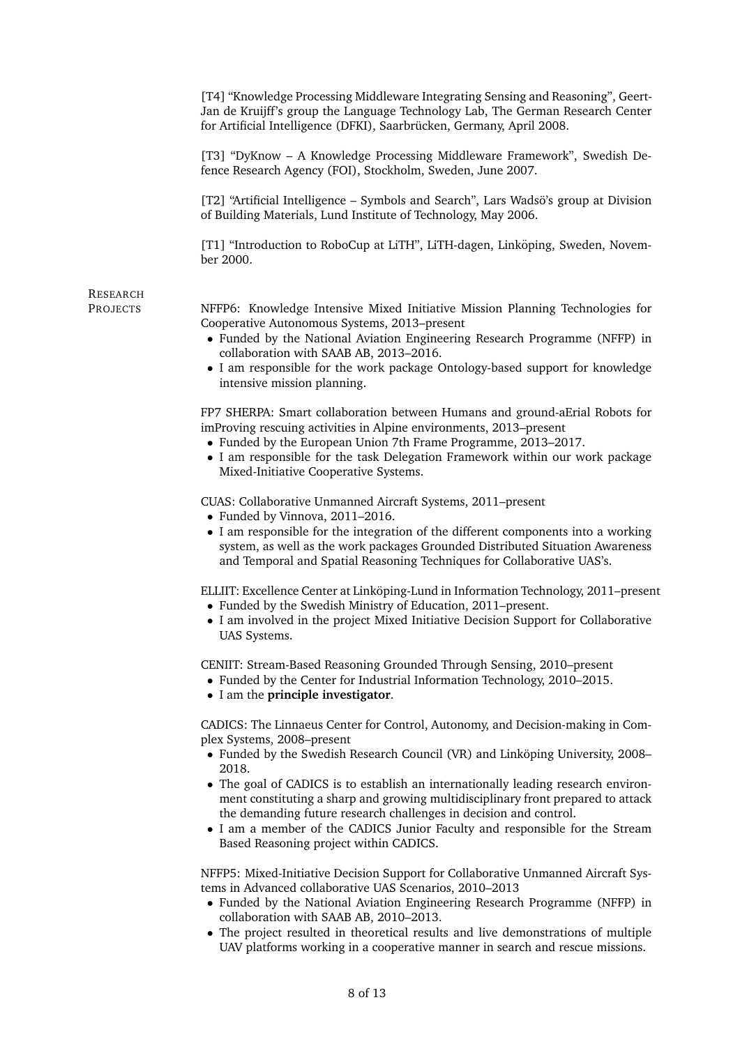[T4] "Knowledge Processing Middleware Integrating Sensing and Reasoning", Geert-Jan de Kruijff's group the Language Technology Lab, The German Research Center for Artificial Intelligence (DFKI), Saarbrücken, Germany, April 2008.

[T3] "DyKnow – A Knowledge Processing Middleware Framework", Swedish Defence Research Agency (FOI), Stockholm, Sweden, June 2007.

[T2] "Artificial Intelligence – Symbols and Search", Lars Wadsö's group at Division of Building Materials, Lund Institute of Technology, May 2006.

[T1] "Introduction to RoboCup at LiTH", LiTH-dagen, Linköping, Sweden, November 2000.

## Research Projects

NFFP6: Knowledge Intensive Mixed Initiative Mission Planning Technologies for Cooperative Autonomous Systems, 2013–present

- Funded by the National Aviation Engineering Research Programme (NFFP) in collaboration with SAAB AB, 2013–2016.
- I am responsible for the work package Ontology-based support for knowledge intensive mission planning.

FP7 SHERPA: Smart collaboration between Humans and ground-aErial Robots for imProving rescuing activities in Alpine environments, 2013–present

- Funded by the European Union 7th Frame Programme, 2013–2017.
- I am responsible for the task Delegation Framework within our work package Mixed-Initiative Cooperative Systems.

CUAS: Collaborative Unmanned Aircraft Systems, 2011–present

- Funded by Vinnova, 2011–2016.
- I am responsible for the integration of the different components into a working system, as well as the work packages Grounded Distributed Situation Awareness and Temporal and Spatial Reasoning Techniques for Collaborative UAS's.

ELLIIT: Excellence Center at Linköping-Lund in Information Technology, 2011–present

- Funded by the Swedish Ministry of Education, 2011–present.
- I am involved in the project Mixed Initiative Decision Support for Collaborative UAS Systems.

CENIIT: Stream-Based Reasoning Grounded Through Sensing, 2010–present

- Funded by the Center for Industrial Information Technology, 2010–2015.
- I am the **principle investigator**.

CADICS: The Linnaeus Center for Control, Autonomy, and Decision-making in Complex Systems, 2008–present

- Funded by the Swedish Research Council (VR) and Linköping University, 2008–2018.
- The goal of CADICS is to establish an internationally leading research environment constituting a sharp and growing multidisciplinary front prepared to attack the demanding future research challenges in decision and control.
- I am a member of the CADICS Junior Faculty and responsible for the Stream Based Reasoning project within CADICS.

NFFP5: Mixed-Initiative Decision Support for Collaborative Unmanned Aircraft Systems in Advanced collaborative UAS Scenarios, 2010–2013

- Funded by the National Aviation Engineering Research Programme (NFFP) in collaboration with SAAB AB, 2010–2013.
- The project resulted in theoretical results and live demonstrations of multiple UAV platforms working in a cooperative manner in search and rescue missions.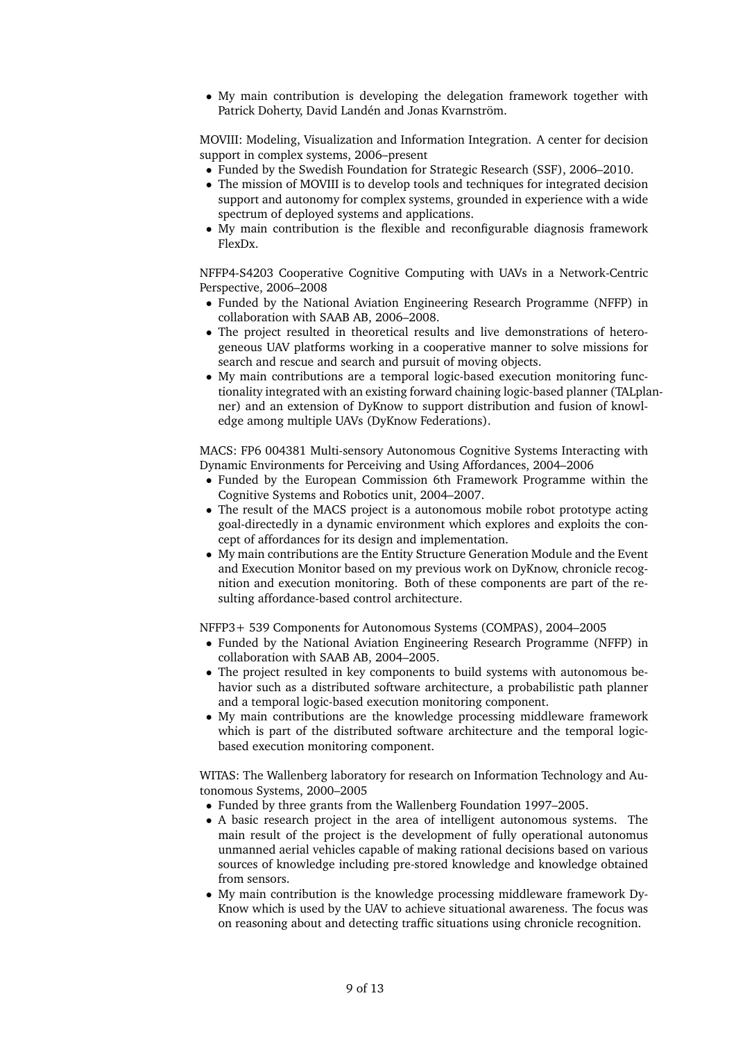- My main contribution is developing the delegation framework together with Patrick Doherty, David Landén and Jonas Kvarnström.

MOVIII: Modeling, Visualization and Information Integration. A center for decision support in complex systems, 2006–present

- Funded by the Swedish Foundation for Strategic Research (SSF), 2006–2010.
- The mission of MOVIII is to develop tools and techniques for integrated decision support and autonomy for complex systems, grounded in experience with a wide spectrum of deployed systems and applications.
- My main contribution is the flexible and reconfigurable diagnosis framework FlexDx.

NFFP4-S4203 Cooperative Cognitive Computing with UAVs in a Network-Centric Perspective, 2006–2008

- Funded by the National Aviation Engineering Research Programme (NFFP) in collaboration with SAAB AB, 2006–2008.
- The project resulted in theoretical results and live demonstrations of heterogeneous UAV platforms working in a cooperative manner to solve missions for search and rescue and search and pursuit of moving objects.
- My main contributions are a temporal logic-based execution monitoring functionality integrated with an existing forward chaining logic-based planner (TALplanner) and an extension of DyKnow to support distribution and fusion of knowledge among multiple UAVs (DyKnow Federations).

MACS: FP6 004381 Multi-sensory Autonomous Cognitive Systems Interacting with Dynamic Environments for Perceiving and Using Affordances, 2004–2006

- Funded by the European Commission 6th Framework Programme within the Cognitive Systems and Robotics unit, 2004–2007.
- The result of the MACS project is a autonomous mobile robot prototype acting goal-directedly in a dynamic environment which explores and exploits the concept of affordances for its design and implementation.
- My main contributions are the Entity Structure Generation Module and the Event and Execution Monitor based on my previous work on DyKnow, chronicle recognition and execution monitoring. Both of these components are part of the resulting affordance-based control architecture.

NFFP3+ 539 Components for Autonomous Systems (COMPAS), 2004–2005

- Funded by the National Aviation Engineering Research Programme (NFFP) in collaboration with SAAB AB, 2004–2005.
- The project resulted in key components to build systems with autonomous behavior such as a distributed software architecture, a probabilistic path planner and a temporal logic-based execution monitoring component.
- My main contributions are the knowledge processing middleware framework which is part of the distributed software architecture and the temporal logic-based execution monitoring component.

WITAS: The Wallenberg laboratory for research on Information Technology and Autonomous Systems, 2000–2005

- Funded by three grants from the Wallenberg Foundation 1997–2005.
- A basic research project in the area of intelligent autonomous systems. The main result of the project is the development of fully operational autonomus unmanned aerial vehicles capable of making rational decisions based on various sources of knowledge including pre-stored knowledge and knowledge obtained from sensors.
- My main contribution is the knowledge processing middleware framework DyKnow which is used by the UAV to achieve situational awareness. The focus was on reasoning about and detecting traffic situations using chronicle recognition.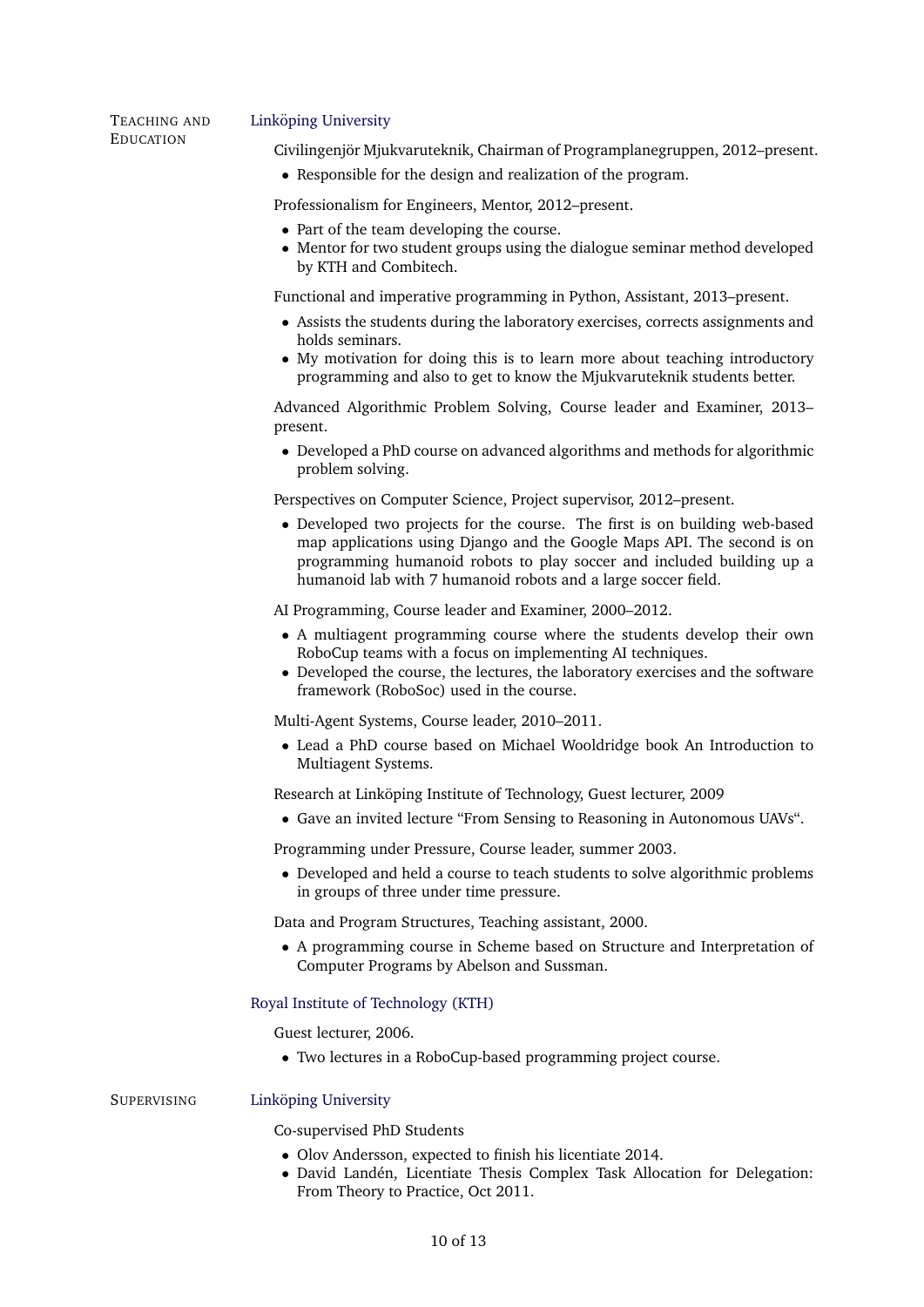## Teaching and Education

### Linköping University

Civilingenjör Mjukvaruteknik, Chairman of Programplanegruppen, 2012–present.

- Responsible for the design and realization of the program.

Professionalism for Engineers, Mentor, 2012–present.

- Part of the team developing the course.
- Mentor for two student groups using the dialogue seminar method developed by KTH and Combitech.

Functional and imperative programming in Python, Assistant, 2013–present.

- Assists the students during the laboratory exercises, corrects assignments and holds seminars.
- My motivation for doing this is to learn more about teaching introductory programming and also to get to know the Mjukvaruteknik students better.

Advanced Algorithmic Problem Solving, Course leader and Examiner, 2013–present.

- Developed a PhD course on advanced algorithms and methods for algorithmic problem solving.

Perspectives on Computer Science, Project supervisor, 2012–present.

- Developed two projects for the course. The first is on building web-based map applications using Django and the Google Maps API. The second is on programming humanoid robots to play soccer and included building up a humanoid lab with 7 humanoid robots and a large soccer field.

AI Programming, Course leader and Examiner, 2000–2012.

- A multiagent programming course where the students develop their own RoboCup teams with a focus on implementing AI techniques.
- Developed the course, the lectures, the laboratory exercises and the software framework (RoboSoc) used in the course.

Multi-Agent Systems, Course leader, 2010–2011.

- Lead a PhD course based on Michael Wooldridge book An Introduction to Multiagent Systems.

Research at Linköping Institute of Technology, Guest lecturer, 2009

- Gave an invited lecture “From Sensing to Reasoning in Autonomous UAVs“.

Programming under Pressure, Course leader, summer 2003.

- Developed and held a course to teach students to solve algorithmic problems in groups of three under time pressure.

Data and Program Structures, Teaching assistant, 2000.

- A programming course in Scheme based on Structure and Interpretation of Computer Programs by Abelson and Sussman.

### Royal Institute of Technology (KTH)

Guest lecturer, 2006.

- Two lectures in a RoboCup-based programming project course.

## Supervising

### Linköping University

Co-supervised PhD Students

- Olov Andersson, expected to finish his licentiate 2014.
- David Landén, Licentiate Thesis Complex Task Allocation for Delegation: From Theory to Practice, Oct 2011.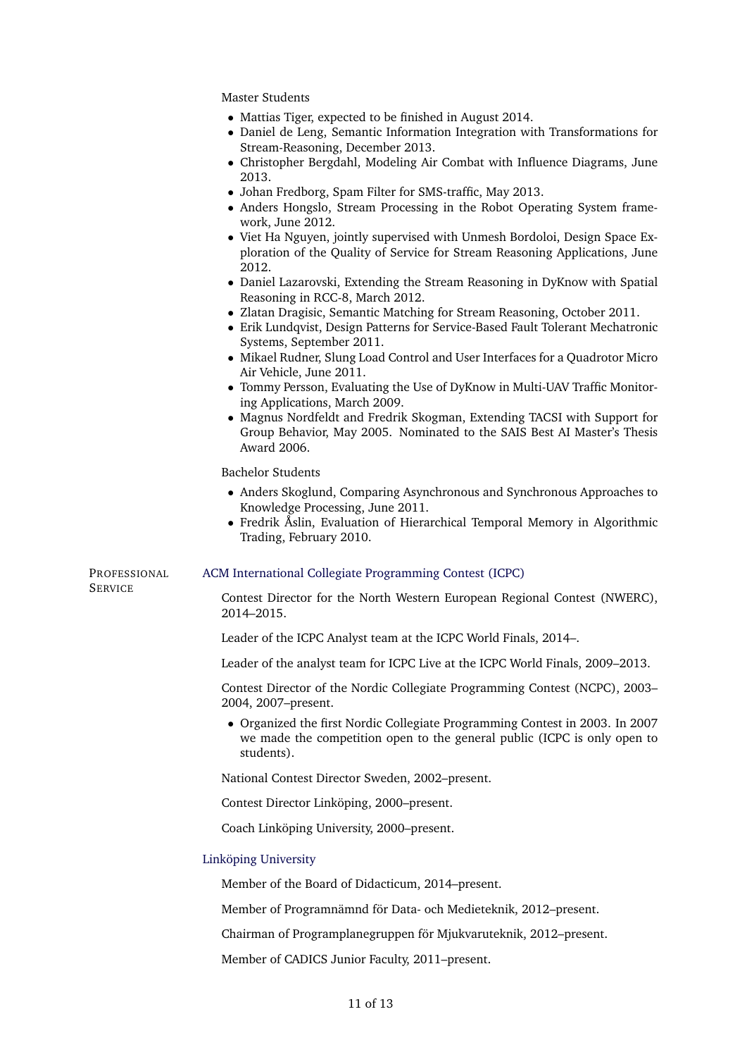Master Students

- Mattias Tiger, expected to be finished in August 2014.
- Daniel de Leng, Semantic Information Integration with Transformations for Stream-Reasoning, December 2013.
- Christopher Bergdahl, Modeling Air Combat with Influence Diagrams, June 2013.
- Johan Fredborg, Spam Filter for SMS-traffic, May 2013.
- Anders Hongslo, Stream Processing in the Robot Operating System framework, June 2012.
- Viet Ha Nguyen, jointly supervised with Unmesh Bordoloi, Design Space Exploration of the Quality of Service for Stream Reasoning Applications, June 2012.
- Daniel Lazarovski, Extending the Stream Reasoning in DyKnow with Spatial Reasoning in RCC-8, March 2012.
- Zlatan Dragisic, Semantic Matching for Stream Reasoning, October 2011.
- Erik Lundqvist, Design Patterns for Service-Based Fault Tolerant Mechatronic Systems, September 2011.
- Mikael Rudner, Slung Load Control and User Interfaces for a Quadrotor Micro Air Vehicle, June 2011.
- Tommy Persson, Evaluating the Use of DyKnow in Multi-UAV Traffic Monitoring Applications, March 2009.
- Magnus Nordfeldt and Fredrik Skogman, Extending TACSI with Support for Group Behavior, May 2005. Nominated to the SAIS Best AI Master's Thesis Award 2006.

Bachelor Students

- Anders Skoglund, Comparing Asynchronous and Synchronous Approaches to Knowledge Processing, June 2011.
- Fredrik Åslin, Evaluation of Hierarchical Temporal Memory in Algorithmic Trading, February 2010.

## Professional Service

### ACM International Collegiate Programming Contest (ICPC)

Contest Director for the North Western European Regional Contest (NWERC), 2014–2015.

Leader of the ICPC Analyst team at the ICPC World Finals, 2014–.

Leader of the analyst team for ICPC Live at the ICPC World Finals, 2009–2013.

Contest Director of the Nordic Collegiate Programming Contest (NCPC), 2003–2004, 2007–present.

- Organized the first Nordic Collegiate Programming Contest in 2003. In 2007 we made the competition open to the general public (ICPC is only open to students).

National Contest Director Sweden, 2002–present.

Contest Director Linköping, 2000–present.

Coach Linköping University, 2000–present.

### Linköping University

Member of the Board of Didacticum, 2014–present.

Member of Programnämnd för Data- och Medieteknik, 2012–present.

Chairman of Programplanegruppen för Mjukvaruteknik, 2012–present.

Member of CADICS Junior Faculty, 2011–present.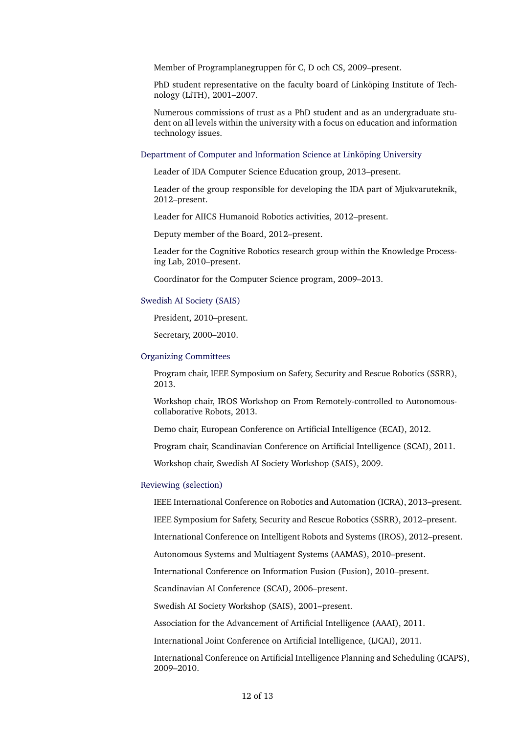Member of Programplanegruppen för C, D och CS, 2009–present.

PhD student representative on the faculty board of Linköping Institute of Technology (LiTH), 2001–2007.

Numerous commissions of trust as a PhD student and as an undergraduate student on all levels within the university with a focus on education and information technology issues.

### Department of Computer and Information Science at Linköping University

Leader of IDA Computer Science Education group, 2013–present.

Leader of the group responsible for developing the IDA part of Mjukvaruteknik, 2012–present.

Leader for AIICS Humanoid Robotics activities, 2012–present.

Deputy member of the Board, 2012–present.

Leader for the Cognitive Robotics research group within the Knowledge Processing Lab, 2010–present.

Coordinator for the Computer Science program, 2009–2013.

### Swedish AI Society (SAIS)

President, 2010–present.

Secretary, 2000–2010.

### Organizing Committees

Program chair, IEEE Symposium on Safety, Security and Rescue Robotics (SSRR), 2013.

Workshop chair, IROS Workshop on From Remotely-controlled to Autonomous-collaborative Robots, 2013.

Demo chair, European Conference on Artificial Intelligence (ECAI), 2012.

Program chair, Scandinavian Conference on Artificial Intelligence (SCAI), 2011.

Workshop chair, Swedish AI Society Workshop (SAIS), 2009.

### Reviewing (selection)

IEEE International Conference on Robotics and Automation (ICRA), 2013–present.

IEEE Symposium for Safety, Security and Rescue Robotics (SSRR), 2012–present.

International Conference on Intelligent Robots and Systems (IROS), 2012–present.

Autonomous Systems and Multiagent Systems (AAMAS), 2010–present.

International Conference on Information Fusion (Fusion), 2010–present.

Scandinavian AI Conference (SCAI), 2006–present.

Swedish AI Society Workshop (SAIS), 2001–present.

Association for the Advancement of Artificial Intelligence (AAAI), 2011.

International Joint Conference on Artificial Intelligence, (IJCAI), 2011.

International Conference on Artificial Intelligence Planning and Scheduling (ICAPS), 2009–2010.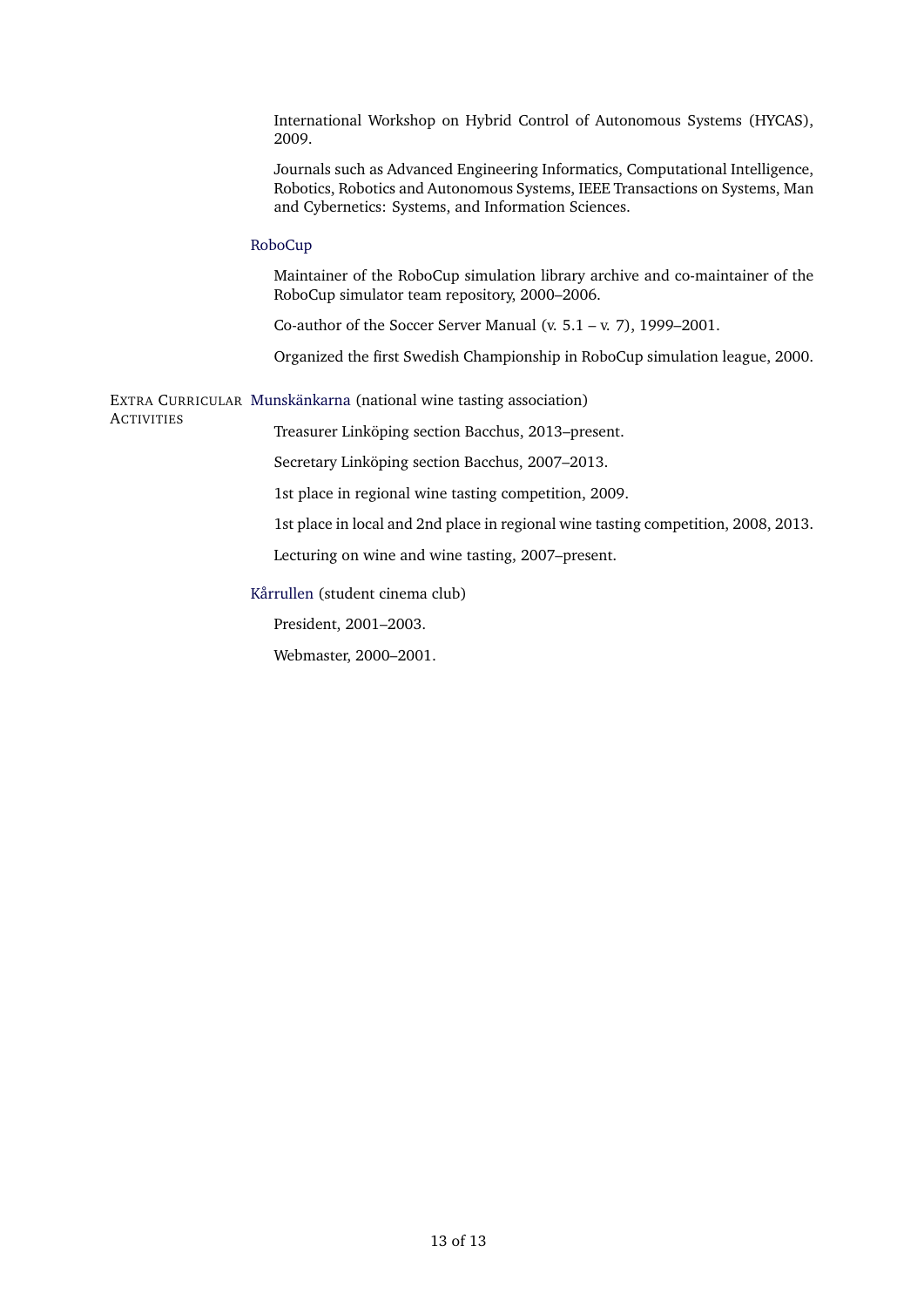International Workshop on Hybrid Control of Autonomous Systems (HYCAS), 2009.

Journals such as Advanced Engineering Informatics, Computational Intelligence, Robotics, Robotics and Autonomous Systems, IEEE Transactions on Systems, Man and Cybernetics: Systems, and Information Sciences.

### RoboCup

Maintainer of the RoboCup simulation library archive and co-maintainer of the RoboCup simulator team repository, 2000–2006.

Co-author of the Soccer Server Manual (v. 5.1 – v. 7), 1999–2001.

Organized the first Swedish Championship in RoboCup simulation league, 2000.

## Extra Curricular Activities

### Munskänkarna (national wine tasting association)

Treasurer Linköping section Bacchus, 2013–present.

Secretary Linköping section Bacchus, 2007–2013.

1st place in regional wine tasting competition, 2009.

1st place in local and 2nd place in regional wine tasting competition, 2008, 2013.

Lecturing on wine and wine tasting, 2007–present.

### Kårrullen (student cinema club)

President, 2001–2003.

Webmaster, 2000–2001.